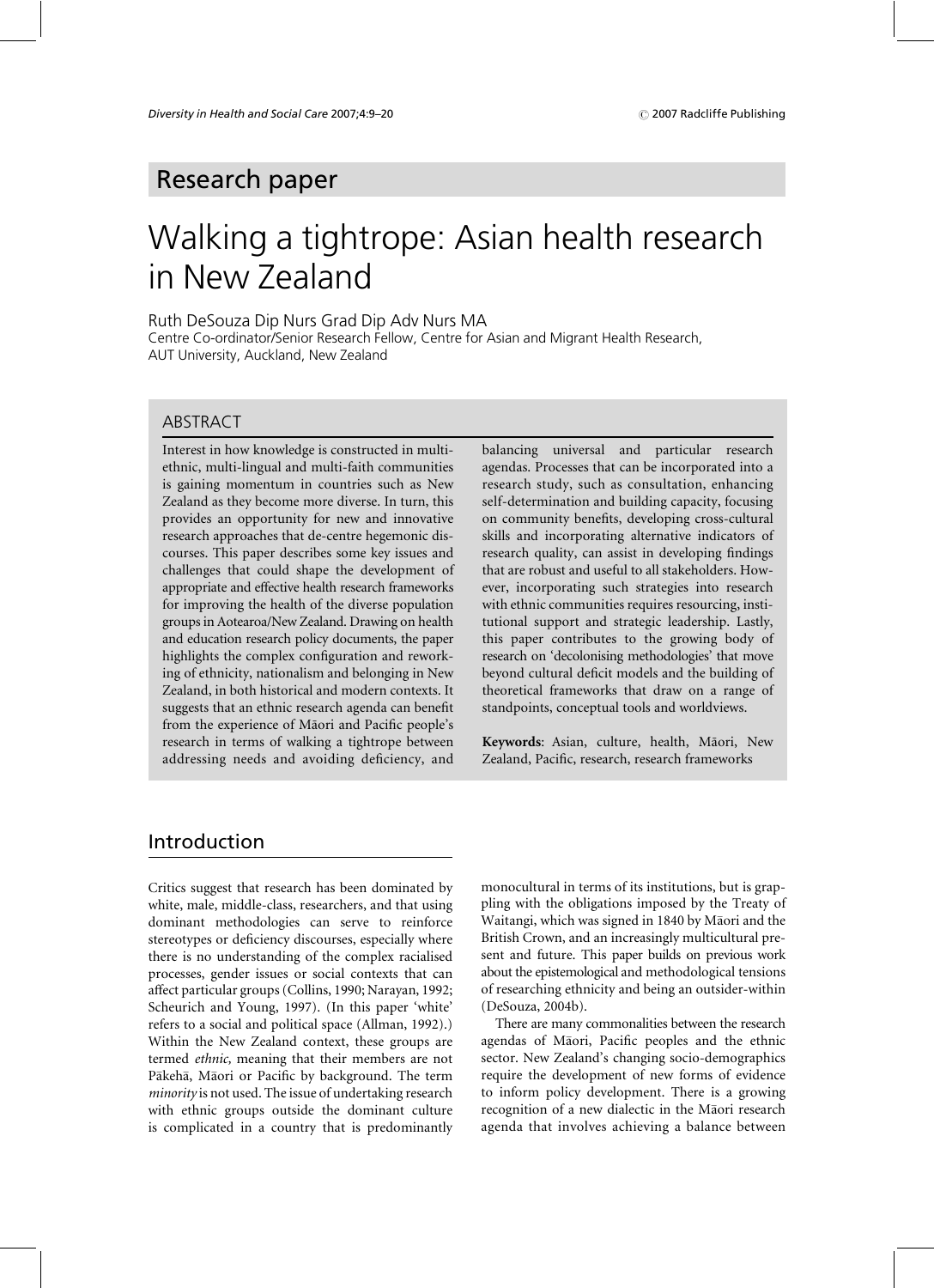Research paper

# Walking a tightrope: Asian health research in New Zealand

Ruth DeSouza Dip Nurs Grad Dip Adv Nurs MA
Centre Co-ordinator/Senior Research Fellow, Centre for Asian and Migrant Health Research, AUT University, Auckland, New Zealand

## ABSTRACT

Interest in how knowledge is constructed in multi-ethnic, multi-lingual and multi-faith communities is gaining momentum in countries such as New Zealand as they become more diverse. In turn, this provides an opportunity for new and innovative research approaches that de-centre hegemonic discourses. This paper describes some key issues and challenges that could shape the development of appropriate and effective health research frameworks for improving the health of the diverse population groups in Aotearoa/New Zealand. Drawing on health and education research policy documents, the paper highlights the complex configuration and reworking of ethnicity, nationalism and belonging in New Zealand, in both historical and modern contexts. It suggests that an ethnic research agenda can benefit from the experience of Māori and Pacific people's research in terms of walking a tightrope between addressing needs and avoiding deficiency, and balancing universal and particular research agendas. Processes that can be incorporated into a research study, such as consultation, enhancing self-determination and building capacity, focusing on community benefits, developing cross-cultural skills and incorporating alternative indicators of research quality, can assist in developing findings that are robust and useful to all stakeholders. However, incorporating such strategies into research with ethnic communities requires resourcing, institutional support and strategic leadership. Lastly, this paper contributes to the growing body of research on 'decolonising methodologies' that move beyond cultural deficit models and the building of theoretical frameworks that draw on a range of standpoints, conceptual tools and worldviews.

**Keywords**: Asian, culture, health, Māori, New Zealand, Pacific, research, research frameworks

## Introduction

Critics suggest that research has been dominated by white, male, middle-class, researchers, and that using dominant methodologies can serve to reinforce stereotypes or deficiency discourses, especially where there is no understanding of the complex racialised processes, gender issues or social contexts that can affect particular groups (Collins, 1990; Narayan, 1992; Scheurich and Young, 1997). (In this paper 'white' refers to a social and political space (Allman, 1992).) Within the New Zealand context, these groups are termed *ethnic*, meaning that their members are not Pākehā, Māori or Pacific by background. The term *minority* is not used. The issue of undertaking research with ethnic groups outside the dominant culture is complicated in a country that is predominantly monocultural in terms of its institutions, but is grappling with the obligations imposed by the Treaty of Waitangi, which was signed in 1840 by Māori and the British Crown, and an increasingly multicultural present and future. This paper builds on previous work about the epistemological and methodological tensions of researching ethnicity and being an outsider-within (DeSouza, 2004b).

There are many commonalities between the research agendas of Māori, Pacific peoples and the ethnic sector. New Zealand's changing socio-demographics require the development of new forms of evidence to inform policy development. There is a growing recognition of a new dialectic in the Māori research agenda that involves achieving a balance between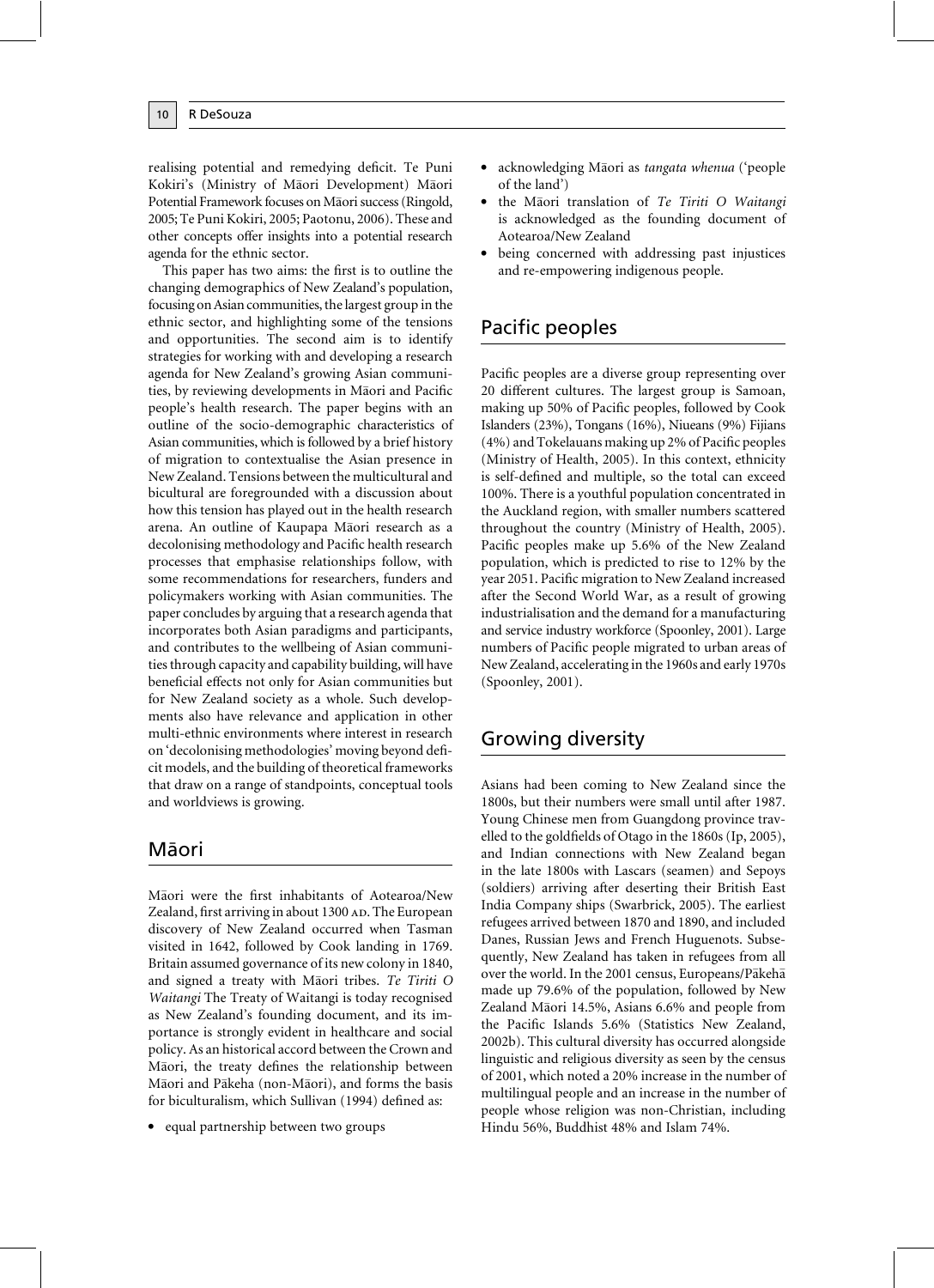realising potential and remedying deficit. Te Puni Kokiri's (Ministry of Māori Development) Māori Potential Framework focuses on Māori success (Ringold, 2005; Te Puni Kokiri, 2005; Paotonu, 2006). These and other concepts offer insights into a potential research agenda for the ethnic sector.

This paper has two aims: the first is to outline the changing demographics of New Zealand's population, focusing on Asian communities, the largest group in the ethnic sector, and highlighting some of the tensions and opportunities. The second aim is to identify strategies for working with and developing a research agenda for New Zealand's growing Asian communities, by reviewing developments in Māori and Pacific people's health research. The paper begins with an outline of the socio-demographic characteristics of Asian communities, which is followed by a brief history of migration to contextualise the Asian presence in New Zealand. Tensions between the multicultural and bicultural are foregrounded with a discussion about how this tension has played out in the health research arena. An outline of Kaupapa Māori research as a decolonising methodology and Pacific health research processes that emphasise relationships follow, with some recommendations for researchers, funders and policymakers working with Asian communities. The paper concludes by arguing that a research agenda that incorporates both Asian paradigms and participants, and contributes to the wellbeing of Asian communities through capacity and capability building, will have beneficial effects not only for Asian communities but for New Zealand society as a whole. Such developments also have relevance and application in other multi-ethnic environments where interest in research on 'decolonising methodologies' moving beyond deficit models, and the building of theoretical frameworks that draw on a range of standpoints, conceptual tools and worldviews is growing.

## Māori

Māori were the first inhabitants of Aotearoa/New Zealand, first arriving in about 1300 AD. The European discovery of New Zealand occurred when Tasman visited in 1642, followed by Cook landing in 1769. Britain assumed governance of its new colony in 1840, and signed a treaty with Māori tribes. *Te Tiriti O Waitangi* The Treaty of Waitangi is today recognised as New Zealand's founding document, and its importance is strongly evident in healthcare and social policy. As an historical accord between the Crown and Māori, the treaty defines the relationship between Māori and Pākeha (non-Māori), and forms the basis for biculturalism, which Sullivan (1994) defined as:

- equal partnership between two groups
- acknowledging Māori as *tangata whenua* ('people of the land')
- the Māori translation of *Te Tiriti O Waitangi* is acknowledged as the founding document of Aotearoa/New Zealand
- being concerned with addressing past injustices and re-empowering indigenous people.

## Pacific peoples

Pacific peoples are a diverse group representing over 20 different cultures. The largest group is Samoan, making up 50% of Pacific peoples, followed by Cook Islanders (23%), Tongans (16%), Niueans (9%) Fijians (4%) and Tokelauans making up 2% of Pacific peoples (Ministry of Health, 2005). In this context, ethnicity is self-defined and multiple, so the total can exceed 100%. There is a youthful population concentrated in the Auckland region, with smaller numbers scattered throughout the country (Ministry of Health, 2005). Pacific peoples make up 5.6% of the New Zealand population, which is predicted to rise to 12% by the year 2051. Pacific migration to New Zealand increased after the Second World War, as a result of growing industrialisation and the demand for a manufacturing and service industry workforce (Spoonley, 2001). Large numbers of Pacific people migrated to urban areas of New Zealand, accelerating in the 1960s and early 1970s (Spoonley, 2001).

## Growing diversity

Asians had been coming to New Zealand since the 1800s, but their numbers were small until after 1987. Young Chinese men from Guangdong province travelled to the goldfields of Otago in the 1860s (Ip, 2005), and Indian connections with New Zealand began in the late 1800s with Lascars (seamen) and Sepoys (soldiers) arriving after deserting their British East India Company ships (Swarbrick, 2005). The earliest refugees arrived between 1870 and 1890, and included Danes, Russian Jews and French Huguenots. Subsequently, New Zealand has taken in refugees from all over the world. In the 2001 census, Europeans/Pākehā made up 79.6% of the population, followed by New Zealand Māori 14.5%, Asians 6.6% and people from the Pacific Islands 5.6% (Statistics New Zealand, 2002b). This cultural diversity has occurred alongside linguistic and religious diversity as seen by the census of 2001, which noted a 20% increase in the number of multilingual people and an increase in the number of people whose religion was non-Christian, including Hindu 56%, Buddhist 48% and Islam 74%.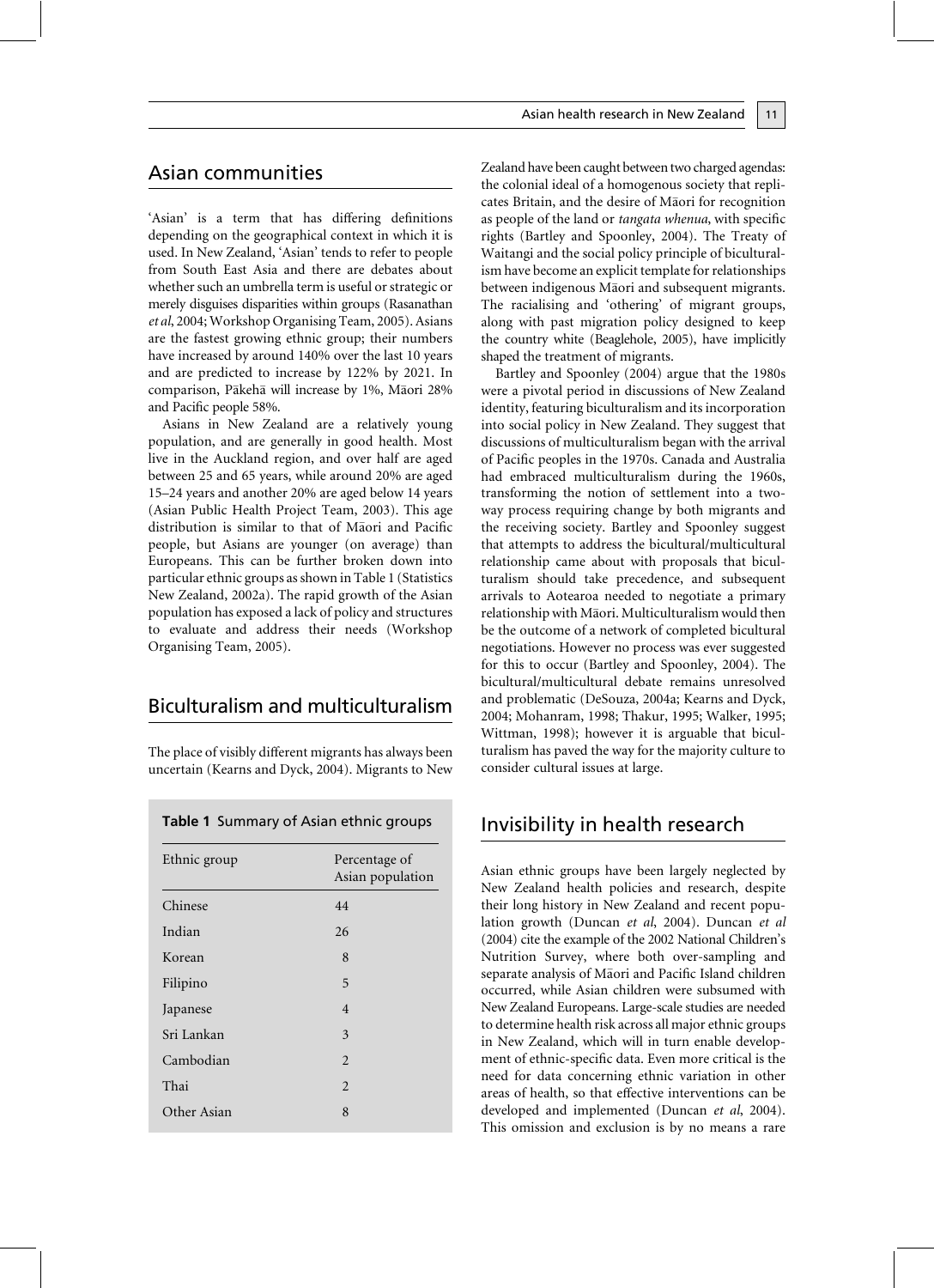## Asian communities

'Asian' is a term that has differing definitions depending on the geographical context in which it is used. In New Zealand, 'Asian' tends to refer to people from South East Asia and there are debates about whether such an umbrella term is useful or strategic or merely disguises disparities within groups (Rasanathan *et al*, 2004; Workshop Organising Team, 2005). Asians are the fastest growing ethnic group; their numbers have increased by around 140% over the last 10 years and are predicted to increase by 122% by 2021. In comparison, Pākehā will increase by 1%, Māori 28% and Pacific people 58%.

Asians in New Zealand are a relatively young population, and are generally in good health. Most live in the Auckland region, and over half are aged between 25 and 65 years, while around 20% are aged 15–24 years and another 20% are aged below 14 years (Asian Public Health Project Team, 2003). This age distribution is similar to that of Māori and Pacific people, but Asians are younger (on average) than Europeans. This can be further broken down into particular ethnic groups as shown in Table 1 (Statistics New Zealand, 2002a). The rapid growth of the Asian population has exposed a lack of policy and structures to evaluate and address their needs (Workshop Organising Team, 2005).

## Biculturalism and multiculturalism

The place of visibly different migrants has always been uncertain (Kearns and Dyck, 2004). Migrants to New Zealand have been caught between two charged agendas: the colonial ideal of a homogenous society that replicates Britain, and the desire of Māori for recognition as people of the land or *tangata whenua*, with specific rights (Bartley and Spoonley, 2004). The Treaty of Waitangi and the social policy principle of biculturalism have become an explicit template for relationships between indigenous Māori and subsequent migrants. The racialising and 'othering' of migrant groups, along with past migration policy designed to keep the country white (Beaglehole, 2005), have implicitly shaped the treatment of migrants.

Bartley and Spoonley (2004) argue that the 1980s were a pivotal period in discussions of New Zealand identity, featuring biculturalism and its incorporation into social policy in New Zealand. They suggest that discussions of multiculturalism began with the arrival of Pacific peoples in the 1970s. Canada and Australia had embraced multiculturalism during the 1960s, transforming the notion of settlement into a two-way process requiring change by both migrants and the receiving society. Bartley and Spoonley suggest that attempts to address the bicultural/multicultural relationship came about with proposals that biculturalism should take precedence, and subsequent arrivals to Aotearoa needed to negotiate a primary relationship with Māori. Multiculturalism would then be the outcome of a network of completed bicultural negotiations. However no process was ever suggested for this to occur (Bartley and Spoonley, 2004). The bicultural/multicultural debate remains unresolved and problematic (DeSouza, 2004a; Kearns and Dyck, 2004; Mohanram, 1998; Thakur, 1995; Walker, 1995; Wittman, 1998); however it is arguable that biculturalism has paved the way for the majority culture to consider cultural issues at large.

**Table 1** Summary of Asian ethnic groups

| Ethnic group | Percentage of Asian population |
|---|---|
| Chinese | 44 |
| Indian | 26 |
| Korean | 8 |
| Filipino | 5 |
| Japanese | 4 |
| Sri Lankan | 3 |
| Cambodian | 2 |
| Thai | 2 |
| Other Asian | 8 |

## Invisibility in health research

Asian ethnic groups have been largely neglected by New Zealand health policies and research, despite their long history in New Zealand and recent population growth (Duncan *et al*, 2004). Duncan *et al* (2004) cite the example of the 2002 National Children's Nutrition Survey, where both over-sampling and separate analysis of Māori and Pacific Island children occurred, while Asian children were subsumed with New Zealand Europeans. Large-scale studies are needed to determine health risk across all major ethnic groups in New Zealand, which will in turn enable development of ethnic-specific data. Even more critical is the need for data concerning ethnic variation in other areas of health, so that effective interventions can be developed and implemented (Duncan *et al*, 2004). This omission and exclusion is by no means a rare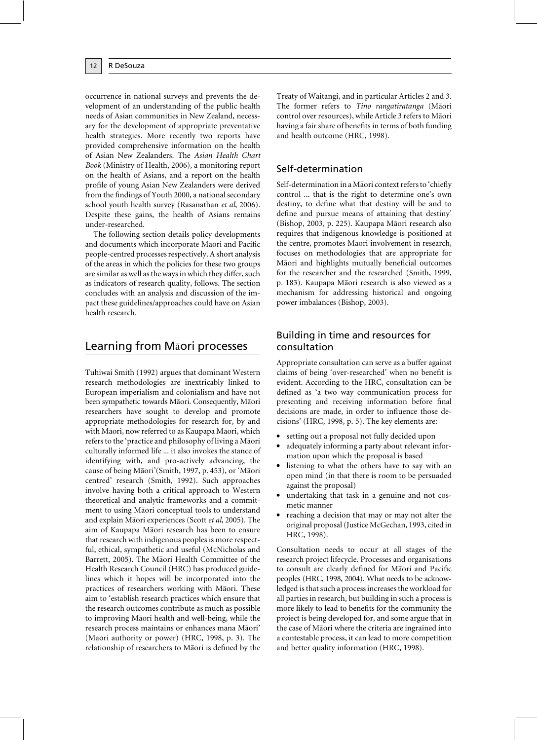occurrence in national surveys and prevents the development of an understanding of the public health needs of Asian communities in New Zealand, necessary for the development of appropriate preventative health strategies. More recently two reports have provided comprehensive information on the health of Asian New Zealanders. The *Asian Health Chart Book* (Ministry of Health, 2006), a monitoring report on the health of Asians, and a report on the health profile of young Asian New Zealanders were derived from the findings of Youth 2000, a national secondary school youth health survey (Rasanathan *et al*, 2006). Despite these gains, the health of Asians remains under-researched.

The following section details policy developments and documents which incorporate Māori and Pacific people-centred processes respectively. A short analysis of the areas in which the policies for these two groups are similar as well as the ways in which they differ, such as indicators of research quality, follows. The section concludes with an analysis and discussion of the impact these guidelines/approaches could have on Asian health research.

## Learning from Māori processes

Tuhiwai Smith (1992) argues that dominant Western research methodologies are inextricably linked to European imperialism and colonialism and have not been sympathetic towards Māori. Consequently, Māori researchers have sought to develop and promote appropriate methodologies for research for, by and with Māori, now referred to as Kaupapa Māori, which refers to the 'practice and philosophy of living a Māori culturally informed life ... it also invokes the stance of identifying with, and pro-actively advancing, the cause of being Māori'(Smith, 1997, p. 453), or 'Māori centred' research (Smith, 1992). Such approaches involve having both a critical approach to Western theoretical and analytic frameworks and a commitment to using Māori conceptual tools to understand and explain Māori experiences (Scott *et al*, 2005). The aim of Kaupapa Māori research has been to ensure that research with indigenous peoples is more respectful, ethical, sympathetic and useful (McNicholas and Barrett, 2005). The Māori Health Committee of the Health Research Council (HRC) has produced guidelines which it hopes will be incorporated into the practices of researchers working with Māori. These aim to 'establish research practices which ensure that the research outcomes contribute as much as possible to improving Māori health and well-being, while the research process maintains or enhances mana Māori' (Maori authority or power) (HRC, 1998, p. 3). The relationship of researchers to Māori is defined by the Treaty of Waitangi, and in particular Articles 2 and 3. The former refers to *Tino rangatiratanga* (Māori control over resources), while Article 3 refers to Māori having a fair share of benefits in terms of both funding and health outcome (HRC, 1998).

### Self-determination

Self-determination in a Māori context refers to 'chiefly control ... that is the right to determine one's own destiny, to define what that destiny will be and to define and pursue means of attaining that destiny' (Bishop, 2003, p. 225). Kaupapa Māori research also requires that indigenous knowledge is positioned at the centre, promotes Māori involvement in research, focuses on methodologies that are appropriate for Māori and highlights mutually beneficial outcomes for the researcher and the researched (Smith, 1999, p. 183). Kaupapa Māori research is also viewed as a mechanism for addressing historical and ongoing power imbalances (Bishop, 2003).

### Building in time and resources for consultation

Appropriate consultation can serve as a buffer against claims of being 'over-researched' when no benefit is evident. According to the HRC, consultation can be defined as 'a two way communication process for presenting and receiving information before final decisions are made, in order to influence those decisions' (HRC, 1998, p. 5). The key elements are:

- setting out a proposal not fully decided upon
- adequately informing a party about relevant information upon which the proposal is based
- listening to what the others have to say with an open mind (in that there is room to be persuaded against the proposal)
- undertaking that task in a genuine and not cosmetic manner
- reaching a decision that may or may not alter the original proposal (Justice McGechan, 1993, cited in HRC, 1998).

Consultation needs to occur at all stages of the research project lifecycle. Processes and organisations to consult are clearly defined for Māori and Pacific peoples (HRC, 1998, 2004). What needs to be acknowledged is that such a process increases the workload for all parties in research, but building in such a process is more likely to lead to benefits for the community the project is being developed for, and some argue that in the case of Māori where the criteria are ingrained into a contestable process, it can lead to more competition and better quality information (HRC, 1998).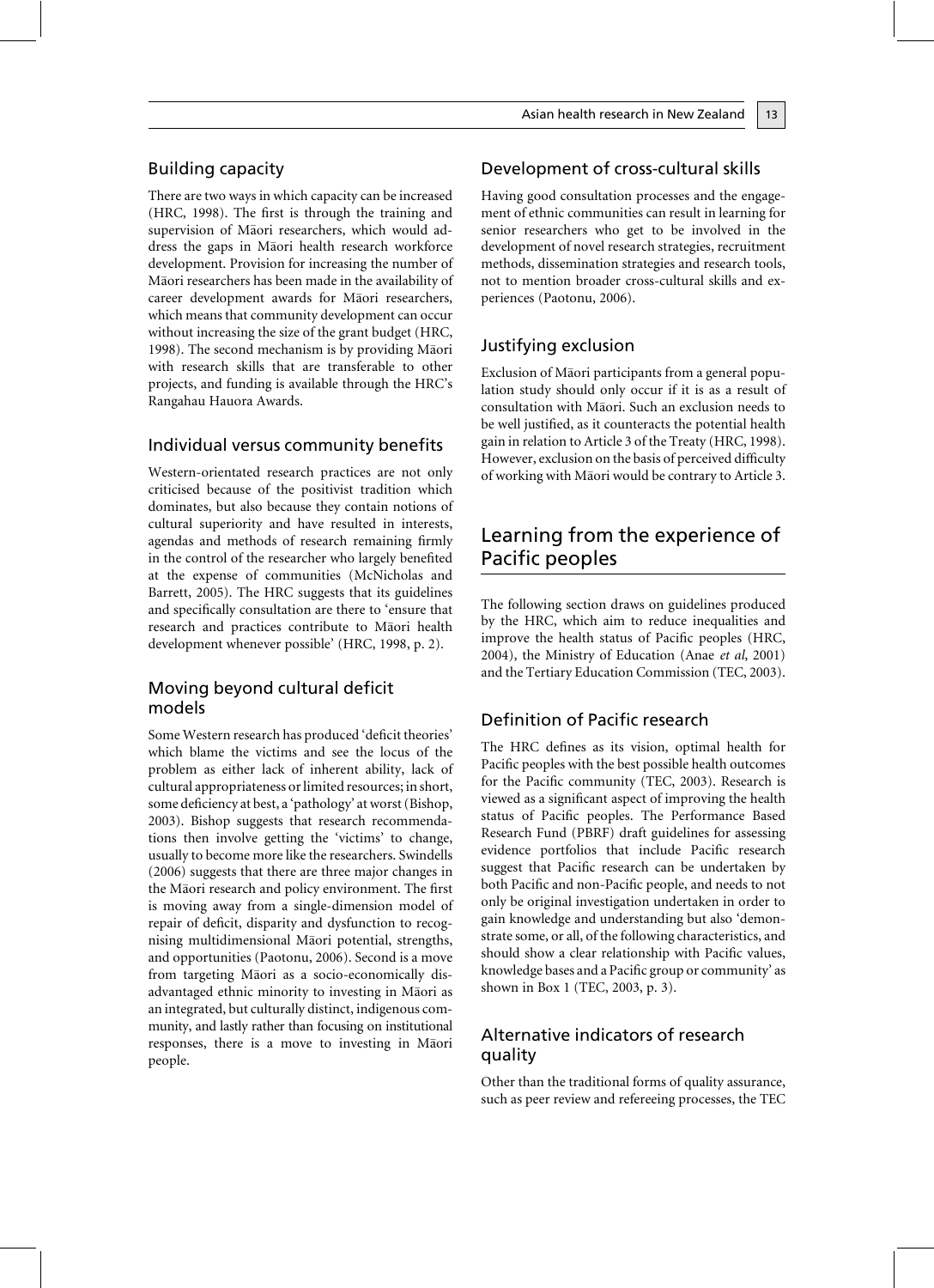### Building capacity

There are two ways in which capacity can be increased (HRC, 1998). The first is through the training and supervision of Māori researchers, which would address the gaps in Māori health research workforce development. Provision for increasing the number of Māori researchers has been made in the availability of career development awards for Māori researchers, which means that community development can occur without increasing the size of the grant budget (HRC, 1998). The second mechanism is by providing Māori with research skills that are transferable to other projects, and funding is available through the HRC's Rangahau Hauora Awards.

### Individual versus community benefits

Western-orientated research practices are not only criticised because of the positivist tradition which dominates, but also because they contain notions of cultural superiority and have resulted in interests, agendas and methods of research remaining firmly in the control of the researcher who largely benefited at the expense of communities (McNicholas and Barrett, 2005). The HRC suggests that its guidelines and specifically consultation are there to 'ensure that research and practices contribute to Māori health development whenever possible' (HRC, 1998, p. 2).

### Moving beyond cultural deficit models

Some Western research has produced 'deficit theories' which blame the victims and see the locus of the problem as either lack of inherent ability, lack of cultural appropriateness or limited resources; in short, some deficiency at best, a 'pathology' at worst (Bishop, 2003). Bishop suggests that research recommendations then involve getting the 'victims' to change, usually to become more like the researchers. Swindells (2006) suggests that there are three major changes in the Māori research and policy environment. The first is moving away from a single-dimension model of repair of deficit, disparity and dysfunction to recognising multidimensional Māori potential, strengths, and opportunities (Paotonu, 2006). Second is a move from targeting Māori as a socio-economically disadvantaged ethnic minority to investing in Māori as an integrated, but culturally distinct, indigenous community, and lastly rather than focusing on institutional responses, there is a move to investing in Māori people.

### Development of cross-cultural skills

Having good consultation processes and the engagement of ethnic communities can result in learning for senior researchers who get to be involved in the development of novel research strategies, recruitment methods, dissemination strategies and research tools, not to mention broader cross-cultural skills and experiences (Paotonu, 2006).

### Justifying exclusion

Exclusion of Māori participants from a general population study should only occur if it is as a result of consultation with Māori. Such an exclusion needs to be well justified, as it counteracts the potential health gain in relation to Article 3 of the Treaty (HRC, 1998). However, exclusion on the basis of perceived difficulty of working with Māori would be contrary to Article 3.

## Learning from the experience of Pacific peoples

The following section draws on guidelines produced by the HRC, which aim to reduce inequalities and improve the health status of Pacific peoples (HRC, 2004), the Ministry of Education (Anae *et al*, 2001) and the Tertiary Education Commission (TEC, 2003).

### Definition of Pacific research

The HRC defines as its vision, optimal health for Pacific peoples with the best possible health outcomes for the Pacific community (TEC, 2003). Research is viewed as a significant aspect of improving the health status of Pacific peoples. The Performance Based Research Fund (PBRF) draft guidelines for assessing evidence portfolios that include Pacific research suggest that Pacific research can be undertaken by both Pacific and non-Pacific people, and needs to not only be original investigation undertaken in order to gain knowledge and understanding but also 'demonstrate some, or all, of the following characteristics, and should show a clear relationship with Pacific values, knowledge bases and a Pacific group or community' as shown in Box 1 (TEC, 2003, p. 3).

### Alternative indicators of research quality

Other than the traditional forms of quality assurance, such as peer review and refereeing processes, the TEC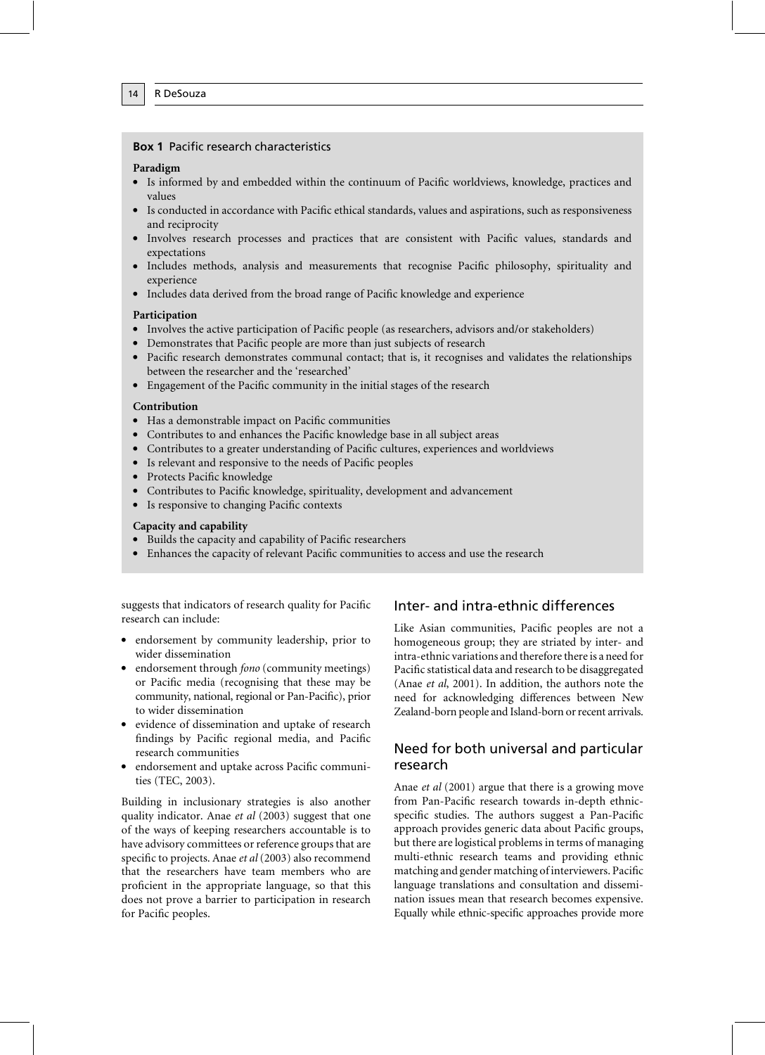**Box 1** Pacific research characteristics

**Paradigm**

- Is informed by and embedded within the continuum of Pacific worldviews, knowledge, practices and values
- Is conducted in accordance with Pacific ethical standards, values and aspirations, such as responsiveness and reciprocity
- Involves research processes and practices that are consistent with Pacific values, standards and expectations
- Includes methods, analysis and measurements that recognise Pacific philosophy, spirituality and experience
- Includes data derived from the broad range of Pacific knowledge and experience

**Participation**

- Involves the active participation of Pacific people (as researchers, advisors and/or stakeholders)
- Demonstrates that Pacific people are more than just subjects of research
- Pacific research demonstrates communal contact; that is, it recognises and validates the relationships between the researcher and the 'researched'
- Engagement of the Pacific community in the initial stages of the research

**Contribution**

- Has a demonstrable impact on Pacific communities
- Contributes to and enhances the Pacific knowledge base in all subject areas
- Contributes to a greater understanding of Pacific cultures, experiences and worldviews
- Is relevant and responsive to the needs of Pacific peoples
- Protects Pacific knowledge
- Contributes to Pacific knowledge, spirituality, development and advancement
- Is responsive to changing Pacific contexts

**Capacity and capability**

- Builds the capacity and capability of Pacific researchers
- Enhances the capacity of relevant Pacific communities to access and use the research

suggests that indicators of research quality for Pacific research can include:

- endorsement by community leadership, prior to wider dissemination
- endorsement through *fono* (community meetings) or Pacific media (recognising that these may be community, national, regional or Pan-Pacific), prior to wider dissemination
- evidence of dissemination and uptake of research findings by Pacific regional media, and Pacific research communities
- endorsement and uptake across Pacific communities (TEC, 2003).

Building in inclusionary strategies is also another quality indicator. Anae *et al* (2003) suggest that one of the ways of keeping researchers accountable is to have advisory committees or reference groups that are specific to projects. Anae *et al* (2003) also recommend that the researchers have team members who are proficient in the appropriate language, so that this does not prove a barrier to participation in research for Pacific peoples.

## Inter- and intra-ethnic differences

Like Asian communities, Pacific peoples are not a homogeneous group; they are striated by inter- and intra-ethnic variations and therefore there is a need for Pacific statistical data and research to be disaggregated (Anae *et al*, 2001). In addition, the authors note the need for acknowledging differences between New Zealand-born people and Island-born or recent arrivals.

## Need for both universal and particular research

Anae *et al* (2001) argue that there is a growing move from Pan-Pacific research towards in-depth ethnic-specific studies. The authors suggest a Pan-Pacific approach provides generic data about Pacific groups, but there are logistical problems in terms of managing multi-ethnic research teams and providing ethnic matching and gender matching of interviewers. Pacific language translations and consultation and dissemination issues mean that research becomes expensive. Equally while ethnic-specific approaches provide more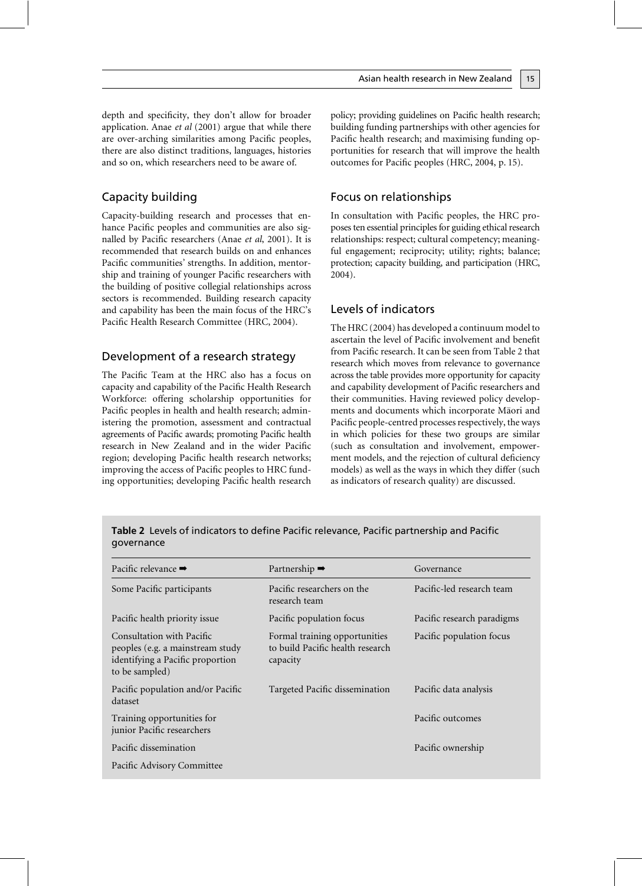depth and specificity, they don't allow for broader application. Anae *et al* (2001) argue that while there are over-arching similarities among Pacific peoples, there are also distinct traditions, languages, histories and so on, which researchers need to be aware of.

## Capacity building

Capacity-building research and processes that enhance Pacific peoples and communities are also signalled by Pacific researchers (Anae *et al*, 2001). It is recommended that research builds on and enhances Pacific communities' strengths. In addition, mentorship and training of younger Pacific researchers with the building of positive collegial relationships across sectors is recommended. Building research capacity and capability has been the main focus of the HRC's Pacific Health Research Committee (HRC, 2004).

## Development of a research strategy

The Pacific Team at the HRC also has a focus on capacity and capability of the Pacific Health Research Workforce: offering scholarship opportunities for Pacific peoples in health and health research; administering the promotion, assessment and contractual agreements of Pacific awards; promoting Pacific health research in New Zealand and in the wider Pacific region; developing Pacific health research networks; improving the access of Pacific peoples to HRC funding opportunities; developing Pacific health research policy; providing guidelines on Pacific health research; building funding partnerships with other agencies for Pacific health research; and maximising funding opportunities for research that will improve the health outcomes for Pacific peoples (HRC, 2004, p. 15).

## Focus on relationships

In consultation with Pacific peoples, the HRC proposes ten essential principles for guiding ethical research relationships: respect; cultural competency; meaningful engagement; reciprocity; utility; rights; balance; protection; capacity building, and participation (HRC, 2004).

## Levels of indicators

The HRC (2004) has developed a continuum model to ascertain the level of Pacific involvement and benefit from Pacific research. It can be seen from Table 2 that research which moves from relevance to governance across the table provides more opportunity for capacity and capability development of Pacific researchers and their communities. Having reviewed policy developments and documents which incorporate Māori and Pacific people-centred processes respectively, the ways in which policies for these two groups are similar (such as consultation and involvement, empowerment models, and the rejection of cultural deficiency models) as well as the ways in which they differ (such as indicators of research quality) are discussed.

**Table 2** Levels of indicators to define Pacific relevance, Pacific partnership and Pacific governance

| Pacific relevance ➡ | Partnership ➡ | Governance |
|---|---|---|
| Some Pacific participants | Pacific researchers on the research team | Pacific-led research team |
| Pacific health priority issue | Pacific population focus | Pacific research paradigms |
| Consultation with Pacific peoples (e.g. a mainstream study identifying a Pacific proportion to be sampled) | Formal training opportunities to build Pacific health research capacity | Pacific population focus |
| Pacific population and/or Pacific dataset | Targeted Pacific dissemination | Pacific data analysis |
| Training opportunities for junior Pacific researchers | | Pacific outcomes |
| Pacific dissemination | | Pacific ownership |
| Pacific Advisory Committee | | |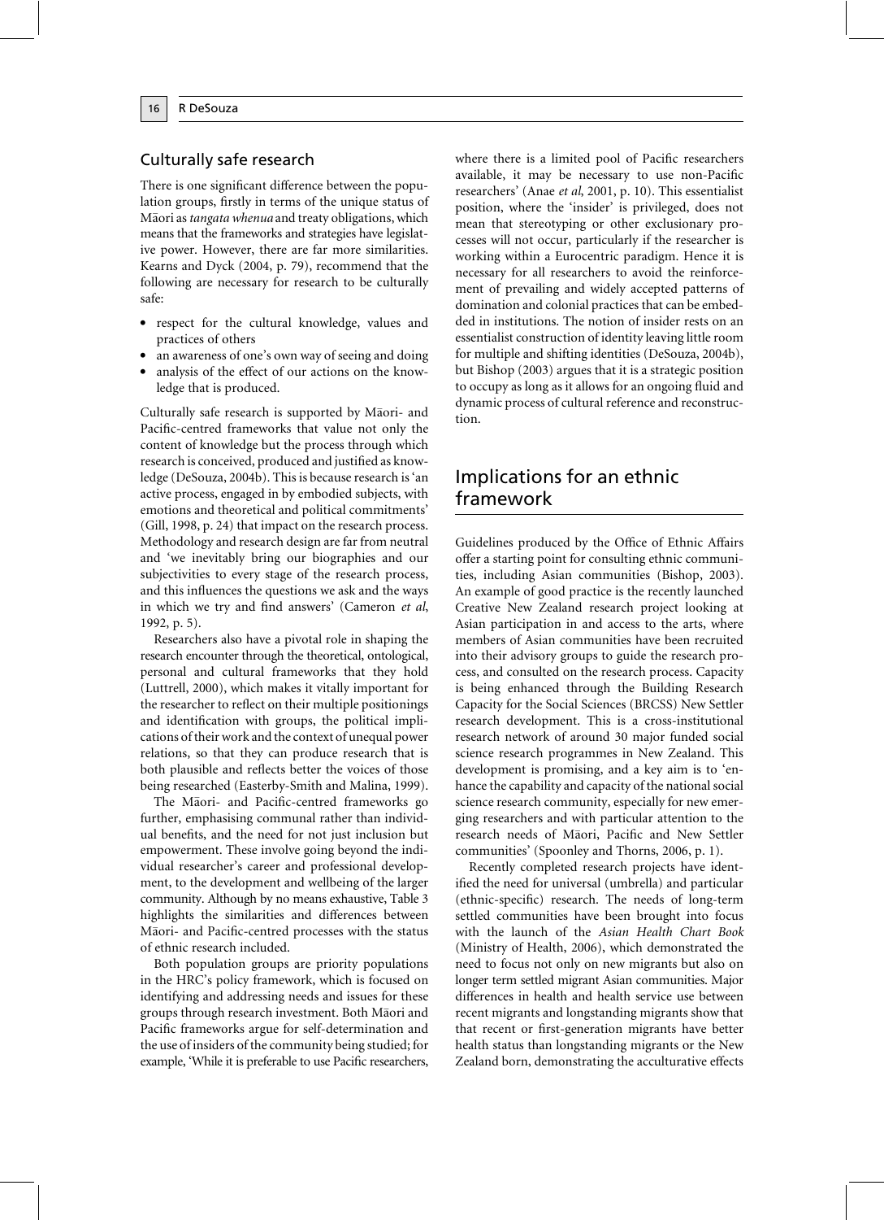## Culturally safe research

There is one significant difference between the population groups, firstly in terms of the unique status of Māori as *tangata whenua* and treaty obligations, which means that the frameworks and strategies have legislative power. However, there are far more similarities. Kearns and Dyck (2004, p. 79), recommend that the following are necessary for research to be culturally safe:

- respect for the cultural knowledge, values and practices of others
- an awareness of one's own way of seeing and doing
- analysis of the effect of our actions on the knowledge that is produced.

Culturally safe research is supported by Māori- and Pacific-centred frameworks that value not only the content of knowledge but the process through which research is conceived, produced and justified as knowledge (DeSouza, 2004b). This is because research is 'an active process, engaged in by embodied subjects, with emotions and theoretical and political commitments' (Gill, 1998, p. 24) that impact on the research process. Methodology and research design are far from neutral and 'we inevitably bring our biographies and our subjectivities to every stage of the research process, and this influences the questions we ask and the ways in which we try and find answers' (Cameron *et al*, 1992, p. 5).

Researchers also have a pivotal role in shaping the research encounter through the theoretical, ontological, personal and cultural frameworks that they hold (Luttrell, 2000), which makes it vitally important for the researcher to reflect on their multiple positionings and identification with groups, the political implications of their work and the context of unequal power relations, so that they can produce research that is both plausible and reflects better the voices of those being researched (Easterby-Smith and Malina, 1999).

The Māori- and Pacific-centred frameworks go further, emphasising communal rather than individual benefits, and the need for not just inclusion but empowerment. These involve going beyond the individual researcher's career and professional development, to the development and wellbeing of the larger community. Although by no means exhaustive, Table 3 highlights the similarities and differences between Māori- and Pacific-centred processes with the status of ethnic research included.

Both population groups are priority populations in the HRC's policy framework, which is focused on identifying and addressing needs and issues for these groups through research investment. Both Māori and Pacific frameworks argue for self-determination and the use of insiders of the community being studied; for example, 'While it is preferable to use Pacific researchers, where there is a limited pool of Pacific researchers available, it may be necessary to use non-Pacific researchers' (Anae *et al*, 2001, p. 10). This essentialist position, where the 'insider' is privileged, does not mean that stereotyping or other exclusionary processes will not occur, particularly if the researcher is working within a Eurocentric paradigm. Hence it is necessary for all researchers to avoid the reinforcement of prevailing and widely accepted patterns of domination and colonial practices that can be embedded in institutions. The notion of insider rests on an essentialist construction of identity leaving little room for multiple and shifting identities (DeSouza, 2004b), but Bishop (2003) argues that it is a strategic position to occupy as long as it allows for an ongoing fluid and dynamic process of cultural reference and reconstruction.

## Implications for an ethnic framework

Guidelines produced by the Office of Ethnic Affairs offer a starting point for consulting ethnic communities, including Asian communities (Bishop, 2003). An example of good practice is the recently launched Creative New Zealand research project looking at Asian participation in and access to the arts, where members of Asian communities have been recruited into their advisory groups to guide the research process, and consulted on the research process. Capacity is being enhanced through the Building Research Capacity for the Social Sciences (BRCSS) New Settler research development. This is a cross-institutional research network of around 30 major funded social science research programmes in New Zealand. This development is promising, and a key aim is to 'enhance the capability and capacity of the national social science research community, especially for new emerging researchers and with particular attention to the research needs of Māori, Pacific and New Settler communities' (Spoonley and Thorns, 2006, p. 1).

Recently completed research projects have identified the need for universal (umbrella) and particular (ethnic-specific) research. The needs of long-term settled communities have been brought into focus with the launch of the *Asian Health Chart Book* (Ministry of Health, 2006), which demonstrated the need to focus not only on new migrants but also on longer term settled migrant Asian communities. Major differences in health and health service use between recent migrants and longstanding migrants show that that recent or first-generation migrants have better health status than longstanding migrants or the New Zealand born, demonstrating the acculturative effects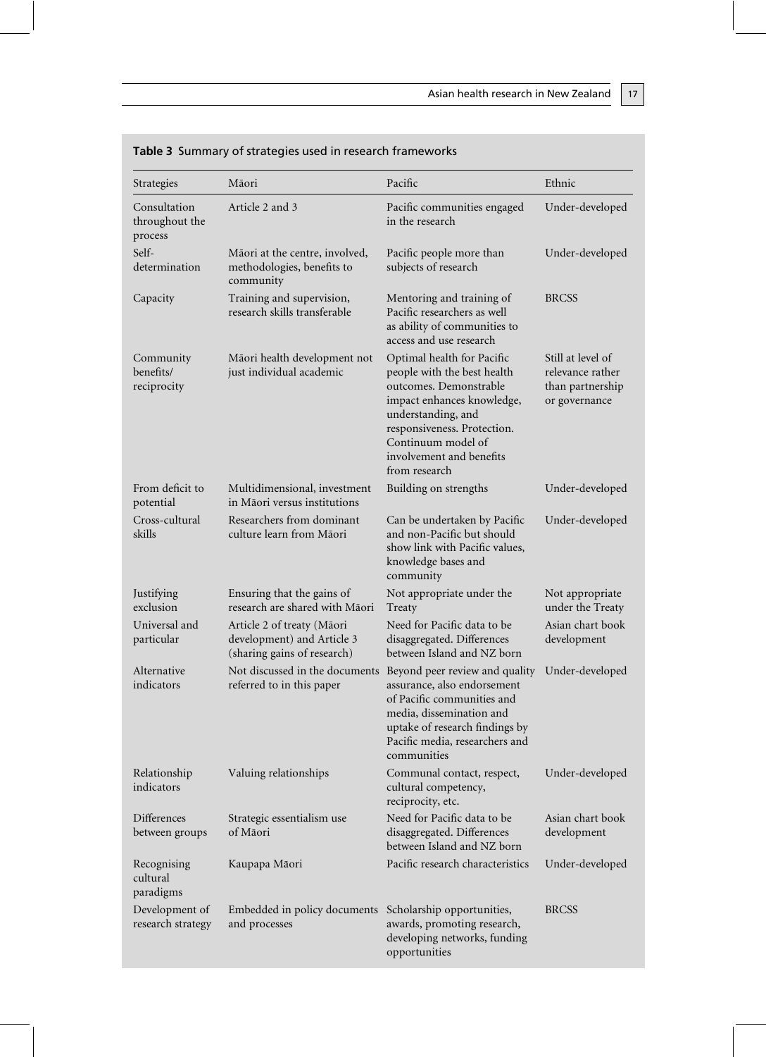**Table 3** Summary of strategies used in research frameworks

| Strategies | Māori | Pacific | Ethnic |
|---|---|---|---|
| Consultation throughout the process | Article 2 and 3 | Pacific communities engaged in the research | Under-developed |
| Self-determination | Māori at the centre, involved, methodologies, benefits to community | Pacific people more than subjects of research | Under-developed |
| Capacity | Training and supervision, research skills transferable | Mentoring and training of Pacific researchers as well as ability of communities to access and use research | BRCSS |
| Community benefits/ reciprocity | Māori health development not just individual academic | Optimal health for Pacific people with the best health outcomes. Demonstrable impact enhances knowledge, understanding, and responsiveness. Protection. Continuum model of involvement and benefits from research | Still at level of relevance rather than partnership or governance |
| From deficit to potential | Multidimensional, investment in Māori versus institutions | Building on strengths | Under-developed |
| Cross-cultural skills | Researchers from dominant culture learn from Māori | Can be undertaken by Pacific and non-Pacific but should show link with Pacific values, knowledge bases and community | Under-developed |
| Justifying exclusion | Ensuring that the gains of research are shared with Māori | Not appropriate under the Treaty | Not appropriate under the Treaty |
| Universal and particular | Article 2 of treaty (Māori development) and Article 3 (sharing gains of research) | Need for Pacific data to be disaggregated. Differences between Island and NZ born | Asian chart book development |
| Alternative indicators | Not discussed in the documents referred to in this paper | Beyond peer review and quality assurance, also endorsement of Pacific communities and media, dissemination and uptake of research findings by Pacific media, researchers and communities | Under-developed |
| Relationship indicators | Valuing relationships | Communal contact, respect, cultural competency, reciprocity, etc. | Under-developed |
| Differences between groups | Strategic essentialism use of Māori | Need for Pacific data to be disaggregated. Differences between Island and NZ born | Asian chart book development |
| Recognising cultural paradigms | Kaupapa Māori | Pacific research characteristics | Under-developed |
| Development of research strategy | Embedded in policy documents and processes | Scholarship opportunities, awards, promoting research, developing networks, funding opportunities | BRCSS |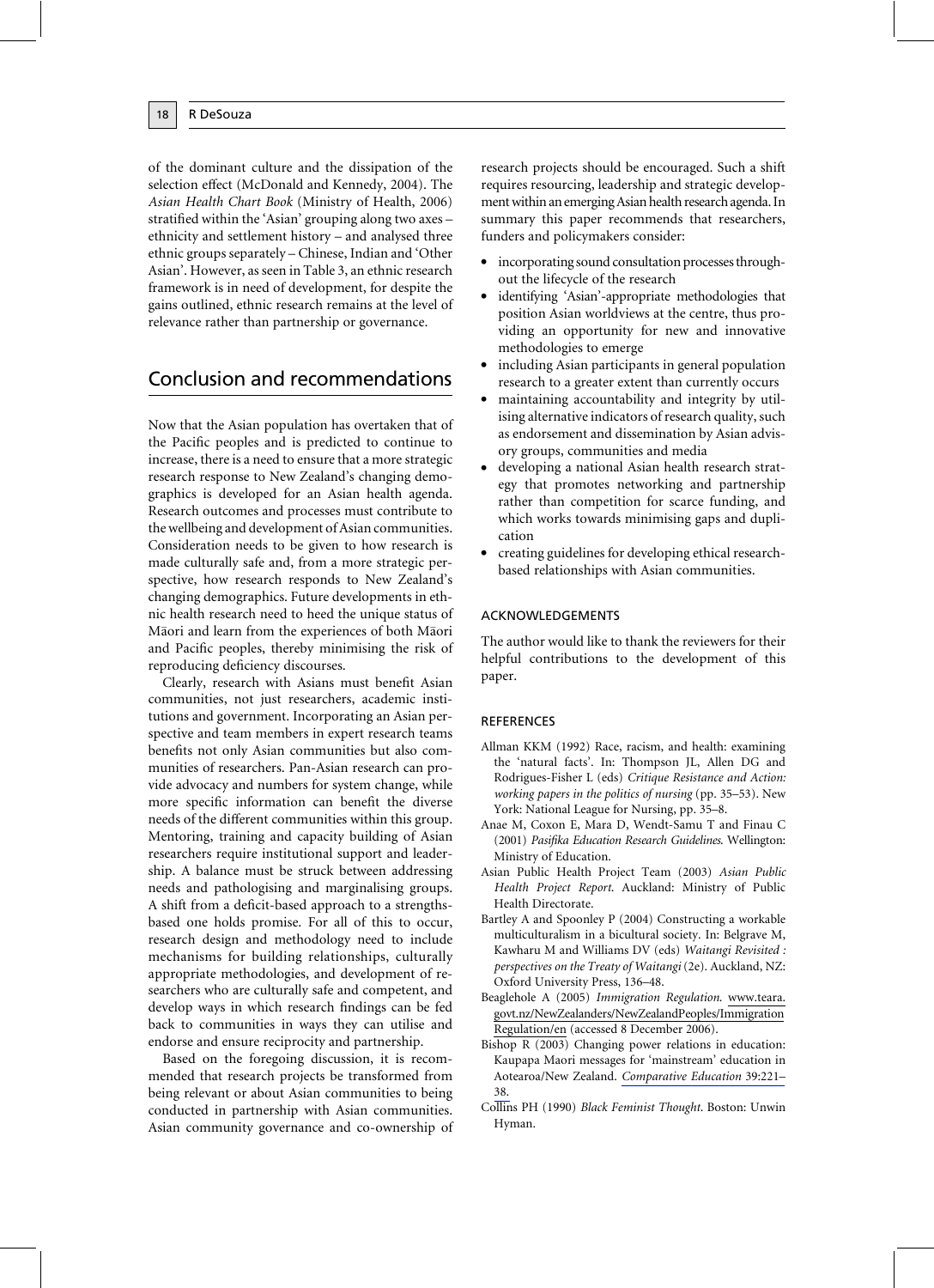of the dominant culture and the dissipation of the selection effect (McDonald and Kennedy, 2004). The *Asian Health Chart Book* (Ministry of Health, 2006) stratified within the 'Asian' grouping along two axes – ethnicity and settlement history – and analysed three ethnic groups separately – Chinese, Indian and 'Other Asian'. However, as seen in Table 3, an ethnic research framework is in need of development, for despite the gains outlined, ethnic research remains at the level of relevance rather than partnership or governance.

## Conclusion and recommendations

Now that the Asian population has overtaken that of the Pacific peoples and is predicted to continue to increase, there is a need to ensure that a more strategic research response to New Zealand's changing demographics is developed for an Asian health agenda. Research outcomes and processes must contribute to the wellbeing and development of Asian communities. Consideration needs to be given to how research is made culturally safe and, from a more strategic perspective, how research responds to New Zealand's changing demographics. Future developments in ethnic health research need to heed the unique status of Māori and learn from the experiences of both Māori and Pacific peoples, thereby minimising the risk of reproducing deficiency discourses.

Clearly, research with Asians must benefit Asian communities, not just researchers, academic institutions and government. Incorporating an Asian perspective and team members in expert research teams benefits not only Asian communities but also communities of researchers. Pan-Asian research can provide advocacy and numbers for system change, while more specific information can benefit the diverse needs of the different communities within this group. Mentoring, training and capacity building of Asian researchers require institutional support and leadership. A balance must be struck between addressing needs and pathologising and marginalising groups. A shift from a deficit-based approach to a strengths-based one holds promise. For all of this to occur, research design and methodology need to include mechanisms for building relationships, culturally appropriate methodologies, and development of researchers who are culturally safe and competent, and develop ways in which research findings can be fed back to communities in ways they can utilise and endorse and ensure reciprocity and partnership.

Based on the foregoing discussion, it is recommended that research projects be transformed from being relevant or about Asian communities to being conducted in partnership with Asian communities. Asian community governance and co-ownership of research projects should be encouraged. Such a shift requires resourcing, leadership and strategic development within an emerging Asian health research agenda. In summary this paper recommends that researchers, funders and policymakers consider:

- incorporating sound consultation processes throughout the lifecycle of the research
- identifying 'Asian'-appropriate methodologies that position Asian worldviews at the centre, thus providing an opportunity for new and innovative methodologies to emerge
- including Asian participants in general population research to a greater extent than currently occurs
- maintaining accountability and integrity by utilising alternative indicators of research quality, such as endorsement and dissemination by Asian advisory groups, communities and media
- developing a national Asian health research strategy that promotes networking and partnership rather than competition for scarce funding, and which works towards minimising gaps and duplication
- creating guidelines for developing ethical research-based relationships with Asian communities.

### ACKNOWLEDGEMENTS

The author would like to thank the reviewers for their helpful contributions to the development of this paper.

### REFERENCES

Allman KKM (1992) Race, racism, and health: examining the 'natural facts'. In: Thompson JL, Allen DG and Rodrigues-Fisher L (eds) *Critique Resistance and Action: working papers in the politics of nursing* (pp. 35–53). New York: National League for Nursing, pp. 35–8.

Anae M, Coxon E, Mara D, Wendt-Samu T and Finau C (2001) *Pasifika Education Research Guidelines*. Wellington: Ministry of Education.

Asian Public Health Project Team (2003) *Asian Public Health Project Report*. Auckland: Ministry of Public Health Directorate.

Bartley A and Spoonley P (2004) Constructing a workable multiculturalism in a bicultural society. In: Belgrave M, Kawharu M and Williams DV (eds) *Waitangi Revisited : perspectives on the Treaty of Waitangi* (2e). Auckland, NZ: Oxford University Press, 136–48.

Beaglehole A (2005) *Immigration Regulation*. www.teara.govt.nz/NewZealanders/NewZealandPeoples/ImmigrationRegulation/en (accessed 8 December 2006).

Bishop R (2003) Changing power relations in education: Kaupapa Maori messages for 'mainstream' education in Aotearoa/New Zealand. *Comparative Education* 39:221–38.

Collins PH (1990) *Black Feminist Thought*. Boston: Unwin Hyman.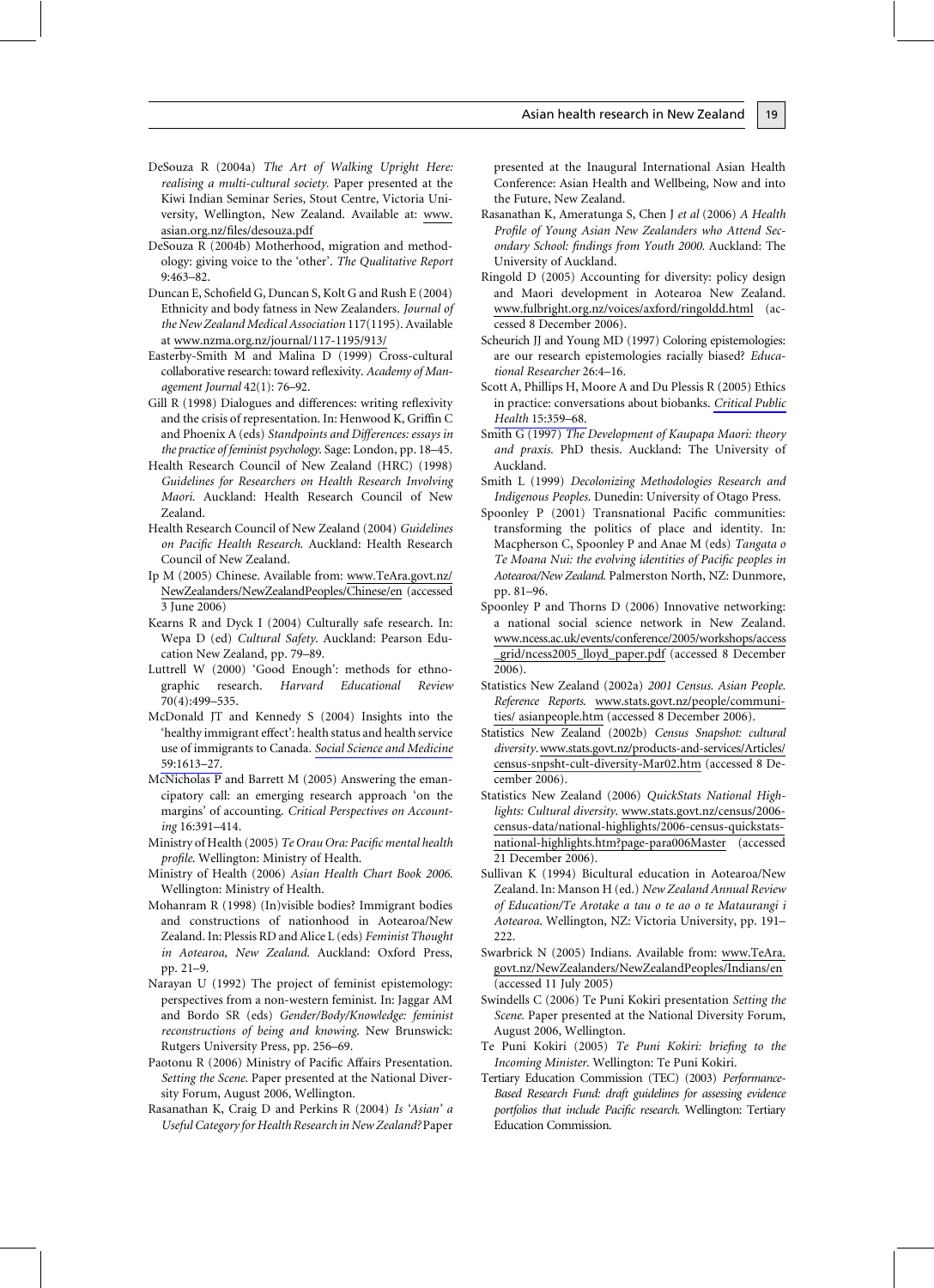DeSouza R (2004a) *The Art of Walking Upright Here: realising a multi-cultural society.* Paper presented at the Kiwi Indian Seminar Series, Stout Centre, Victoria University, Wellington, New Zealand. Available at: www.asian.org.nz/files/desouza.pdf

DeSouza R (2004b) Motherhood, migration and methodology: giving voice to the 'other'. *The Qualitative Report* 9:463–82.

Duncan E, Schofield G, Duncan S, Kolt G and Rush E (2004) Ethnicity and body fatness in New Zealanders. *Journal of the New Zealand Medical Association* 117(1195). Available at www.nzma.org.nz/journal/117-1195/913/

Easterby-Smith M and Malina D (1999) Cross-cultural collaborative research: toward reflexivity. *Academy of Management Journal* 42(1): 76–92.

Gill R (1998) Dialogues and differences: writing reflexivity and the crisis of representation. In: Henwood K, Griffin C and Phoenix A (eds) *Standpoints and Differences: essays in the practice of feminist psychology.* Sage: London, pp. 18–45.

Health Research Council of New Zealand (HRC) (1998) *Guidelines for Researchers on Health Research Involving Maori.* Auckland: Health Research Council of New Zealand.

Health Research Council of New Zealand (2004) *Guidelines on Pacific Health Research.* Auckland: Health Research Council of New Zealand.

Ip M (2005) Chinese. Available from: www.TeAra.govt.nz/NewZealanders/NewZealandPeoples/Chinese/en (accessed 3 June 2006)

Kearns R and Dyck I (2004) Culturally safe research. In: Wepa D (ed) *Cultural Safety.* Auckland: Pearson Education New Zealand, pp. 79–89.

Luttrell W (2000) 'Good Enough': methods for ethnographic research. *Harvard Educational Review* 70(4):499–535.

McDonald JT and Kennedy S (2004) Insights into the 'healthy immigrant effect': health status and health service use of immigrants to Canada. *Social Science and Medicine* 59:1613–27.

McNicholas P and Barrett M (2005) Answering the emancipatory call: an emerging research approach 'on the margins' of accounting. *Critical Perspectives on Accounting* 16:391–414.

Ministry of Health (2005) *Te Orau Ora: Pacific mental health profile.* Wellington: Ministry of Health.

Ministry of Health (2006) *Asian Health Chart Book 2006.* Wellington: Ministry of Health.

Mohanram R (1998) (In)visible bodies? Immigrant bodies and constructions of nationhood in Aotearoa/New Zealand. In: Plessis RD and Alice L (eds) *Feminist Thought in Aotearoa, New Zealand.* Auckland: Oxford Press, pp. 21–9.

Narayan U (1992) The project of feminist epistemology: perspectives from a non-western feminist. In: Jaggar AM and Bordo SR (eds) *Gender/Body/Knowledge: feminist reconstructions of being and knowing.* New Brunswick: Rutgers University Press, pp. 256–69.

Paotonu R (2006) Ministry of Pacific Affairs Presentation. *Setting the Scene.* Paper presented at the National Diversity Forum, August 2006, Wellington.

Rasanathan K, Craig D and Perkins R (2004) *Is 'Asian' a Useful Category for Health Research in New Zealand?* Paper presented at the Inaugural International Asian Health Conference: Asian Health and Wellbeing, Now and into the Future, New Zealand.

Rasanathan K, Ameratunga S, Chen J *et al* (2006) *A Health Profile of Young Asian New Zealanders who Attend Secondary School: findings from Youth 2000.* Auckland: The University of Auckland.

Ringold D (2005) Accounting for diversity: policy design and Maori development in Aotearoa New Zealand. www.fulbright.org.nz/voices/axford/ringoldd.html (accessed 8 December 2006).

Scheurich JJ and Young MD (1997) Coloring epistemologies: are our research epistemologies racially biased? *Educational Researcher* 26:4–16.

Scott A, Phillips H, Moore A and Du Plessis R (2005) Ethics in practice: conversations about biobanks. *Critical Public Health* 15:359–68.

Smith G (1997) *The Development of Kaupapa Maori: theory and praxis.* PhD thesis. Auckland: The University of Auckland.

Smith L (1999) *Decolonizing Methodologies Research and Indigenous Peoples*. Dunedin: University of Otago Press.

Spoonley P (2001) Transnational Pacific communities: transforming the politics of place and identity. In: Macpherson C, Spoonley P and Anae M (eds) *Tangata o Te Moana Nui: the evolving identities of Pacific peoples in Aotearoa/New Zealand.* Palmerston North, NZ: Dunmore, pp. 81–96.

Spoonley P and Thorns D (2006) Innovative networking: a national social science network in New Zealand. www.ncess.ac.uk/events/conference/2005/workshops/access_grid/ncess2005_lloyd_paper.pdf (accessed 8 December 2006).

Statistics New Zealand (2002a) *2001 Census. Asian People. Reference Reports.* www.stats.govt.nz/people/communities/ asianpeople.htm (accessed 8 December 2006).

Statistics New Zealand (2002b) *Census Snapshot: cultural diversity*. www.stats.govt.nz/products-and-services/Articles/census-snpsht-cult-diversity-Mar02.htm (accessed 8 December 2006).

Statistics New Zealand (2006) *QuickStats National Highlights: Cultural diversity.* www.stats.govt.nz/census/2006-census-data/national-highlights/2006-census-quickstats-national-highlights.htm?page-para006Master (accessed 21 December 2006).

Sullivan K (1994) Bicultural education in Aotearoa/New Zealand. In: Manson H (ed.) *New Zealand Annual Review of Education/Te Arotake a tau o te ao o te Mataurangi i Aotearoa.* Wellington, NZ: Victoria University, pp. 191–222.

Swarbrick N (2005) Indians. Available from: www.TeAra.govt.nz/NewZealanders/NewZealandPeoples/Indians/en (accessed 11 July 2005)

Swindells C (2006) Te Puni Kokiri presentation *Setting the Scene.* Paper presented at the National Diversity Forum, August 2006, Wellington.

Te Puni Kokiri (2005) *Te Puni Kokiri: briefing to the Incoming Minister*. Wellington: Te Puni Kokiri.

Tertiary Education Commission (TEC) (2003) *Performance-Based Research Fund: draft guidelines for assessing evidence portfolios that include Pacific research.* Wellington: Tertiary Education Commission.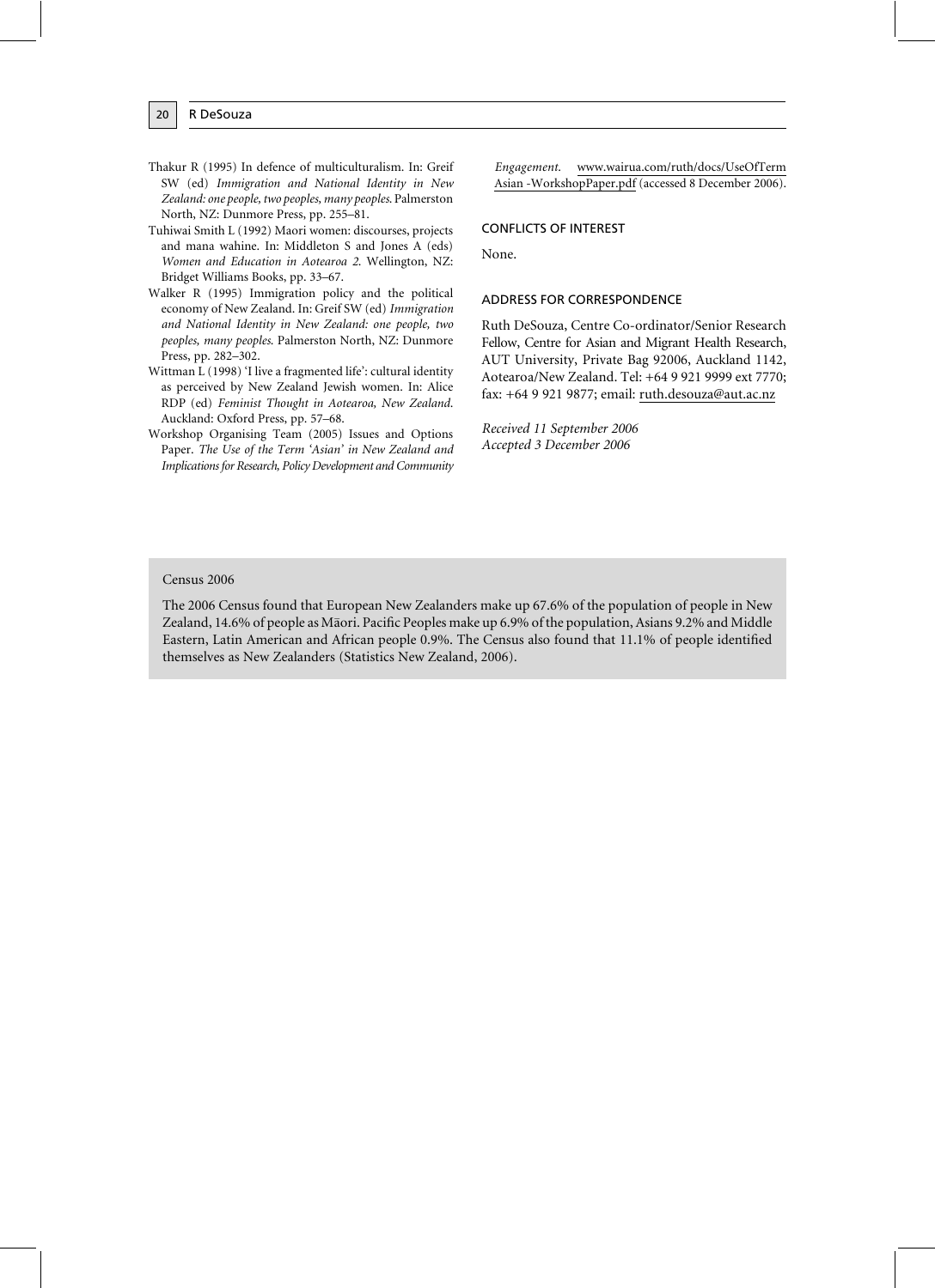Thakur R (1995) In defence of multiculturalism. In: Greif SW (ed) *Immigration and National Identity in New Zealand: one people, two peoples, many peoples*. Palmerston North, NZ: Dunmore Press, pp. 255–81.

Tuhiwai Smith L (1992) Maori women: discourses, projects and mana wahine. In: Middleton S and Jones A (eds) *Women and Education in Aotearoa 2*. Wellington, NZ: Bridget Williams Books, pp. 33–67.

Walker R (1995) Immigration policy and the political economy of New Zealand. In: Greif SW (ed) *Immigration and National Identity in New Zealand: one people, two peoples, many peoples*. Palmerston North, NZ: Dunmore Press, pp. 282–302.

Wittman L (1998) 'I live a fragmented life': cultural identity as perceived by New Zealand Jewish women. In: Alice RDP (ed) *Feminist Thought in Aotearoa, New Zealand*. Auckland: Oxford Press, pp. 57–68.

Workshop Organising Team (2005) Issues and Options Paper. *The Use of the Term 'Asian' in New Zealand and Implications for Research, Policy Development and Community Engagement*. www.wairua.com/ruth/docs/UseOfTermAsian -WorkshopPaper.pdf (accessed 8 December 2006).

## CONFLICTS OF INTEREST

None.

## ADDRESS FOR CORRESPONDENCE

Ruth DeSouza, Centre Co-ordinator/Senior Research Fellow, Centre for Asian and Migrant Health Research, AUT University, Private Bag 92006, Auckland 1142, Aotearoa/New Zealand. Tel: +64 9 921 9999 ext 7770; fax: +64 9 921 9877; email: ruth.desouza@aut.ac.nz

*Received 11 September 2006*
*Accepted 3 December 2006*

Census 2006

The 2006 Census found that European New Zealanders make up 67.6% of the population of people in New Zealand, 14.6% of people as Māori. Pacific Peoples make up 6.9% of the population, Asians 9.2% and Middle Eastern, Latin American and African people 0.9%. The Census also found that 11.1% of people identified themselves as New Zealanders (Statistics New Zealand, 2006).